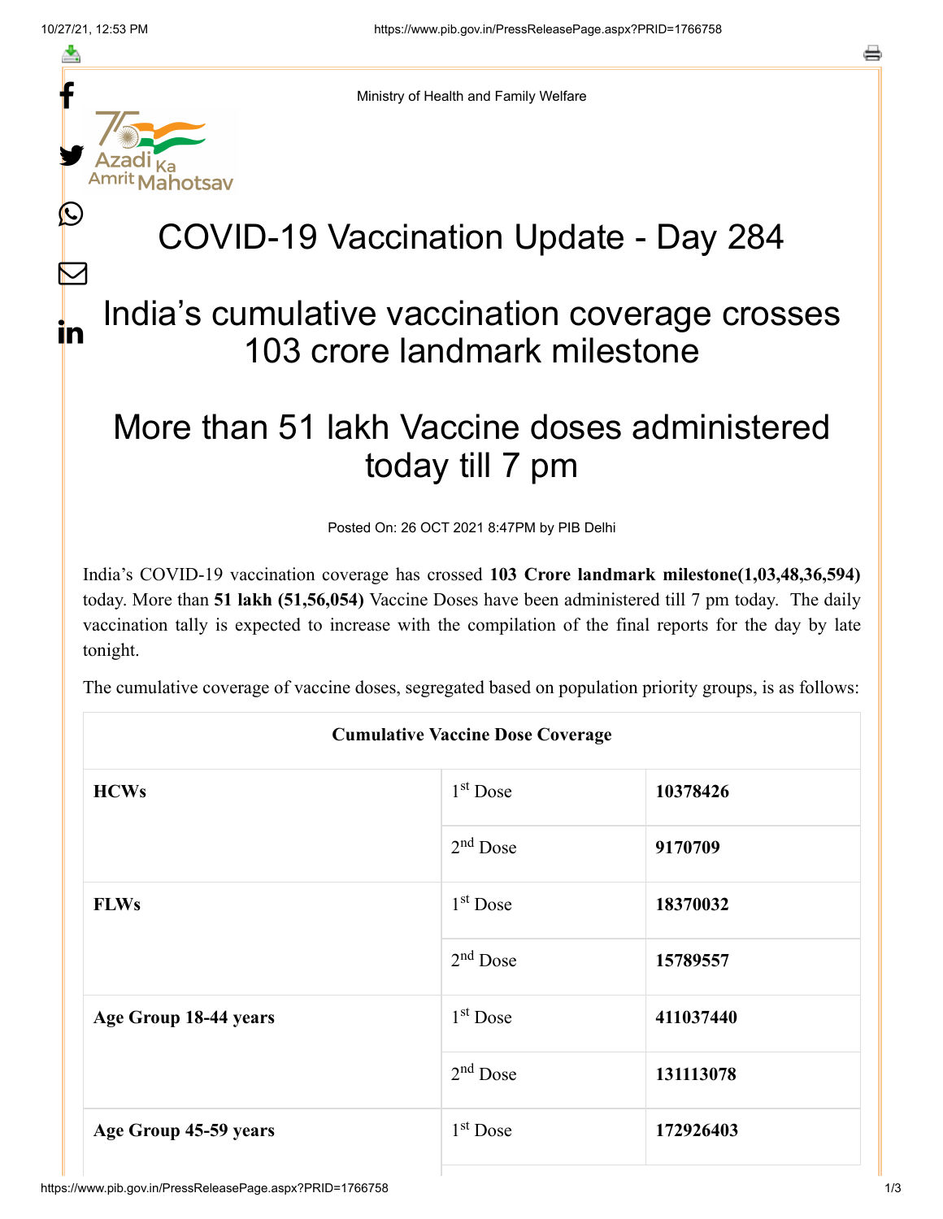Ministry of Health and Family Welfare

# COVID-19 Vaccination Update - Day 284

## India's cumulative vaccination coverage crosses 103 crore landmark milestone

## More than 51 lakh Vaccine doses administered today till 7 pm

Posted On: 26 OCT 2021 8:47PM by PIB Delhi

India's COVID-19 vaccination coverage has crossed **103 Crore landmark milestone(1,03,48,36,594)** today. More than **51 lakh (51,56,054)** Vaccine Doses have been administered till 7 pm today. The daily vaccination tally is expected to increase with the compilation of the final reports for the day by late tonight.

The cumulative coverage of vaccine doses, segregated based on population priority groups, is as follows:

| Cumulative Vaccine Dose Coverage | | |
|---|---|---|
| **HCWs** | 1st Dose | **10378426** |
| | 2nd Dose | **9170709** |
| **FLWs** | 1st Dose | **18370032** |
| | 2nd Dose | **15789557** |
| **Age Group 18-44 years** | 1st Dose | **411037440** |
| | 2nd Dose | **131113078** |
| **Age Group 45-59 years** | 1st Dose | **172926403** |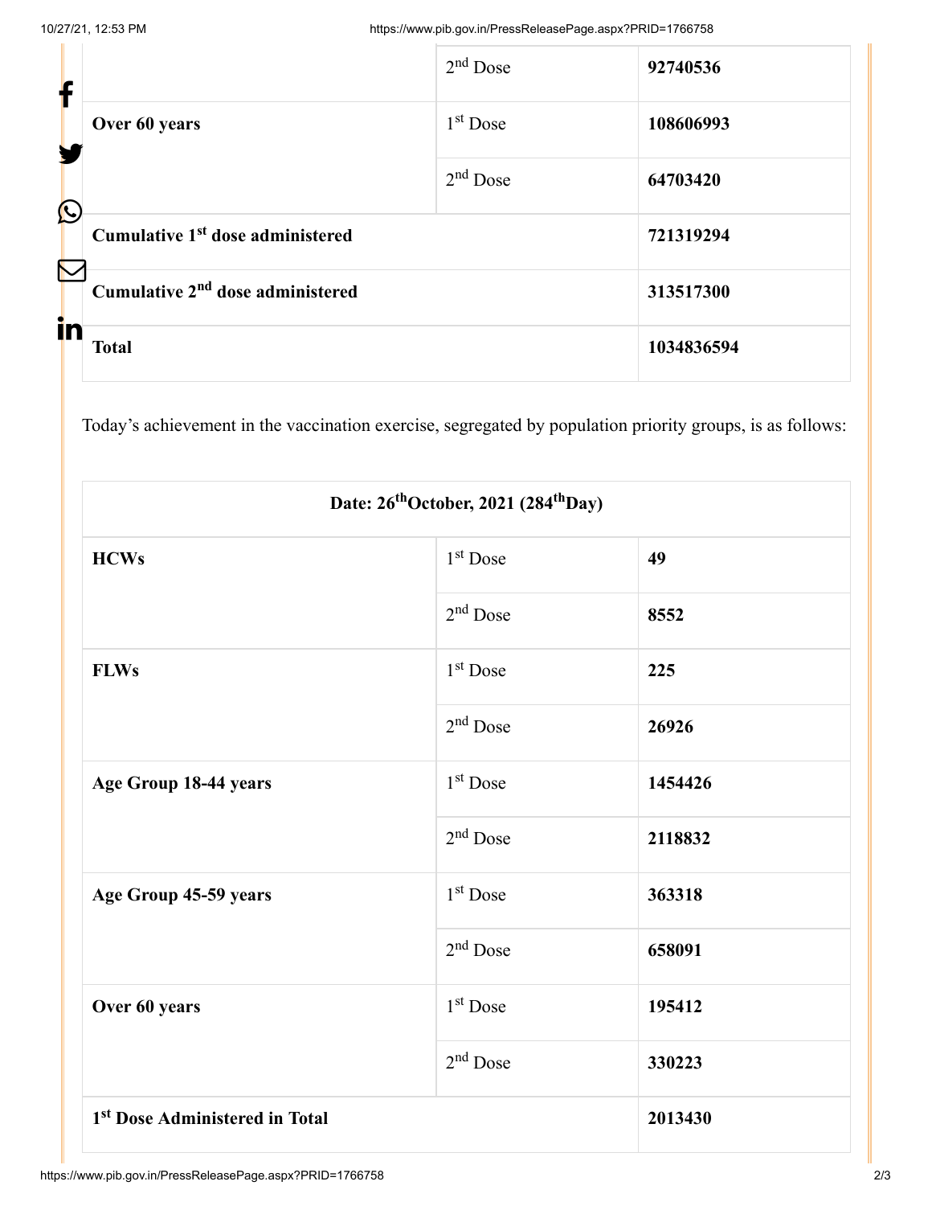| | | |
|---|---|---|
| | 2nd Dose | **92740536** |
| **Over 60 years** | 1st Dose | **108606993** |
| | 2nd Dose | **64703420** |
| **Cumulative 1st dose administered** | | **721319294** |
| **Cumulative 2nd dose administered** | | **313517300** |
| **Total** | | **1034836594** |

Today's achievement in the vaccination exercise, segregated by population priority groups, is as follows:

| **Date: 26th October, 2021 (284th Day)** | | |
|---|---|---|
| **HCWs** | 1st Dose | **49** |
| | 2nd Dose | **8552** |
| **FLWs** | 1st Dose | **225** |
| | 2nd Dose | **26926** |
| **Age Group 18-44 years** | 1st Dose | **1454426** |
| | 2nd Dose | **2118832** |
| **Age Group 45-59 years** | 1st Dose | **363318** |
| | 2nd Dose | **658091** |
| **Over 60 years** | 1st Dose | **195412** |
| | 2nd Dose | **330223** |
| **1st Dose Administered in Total** | | **2013430** |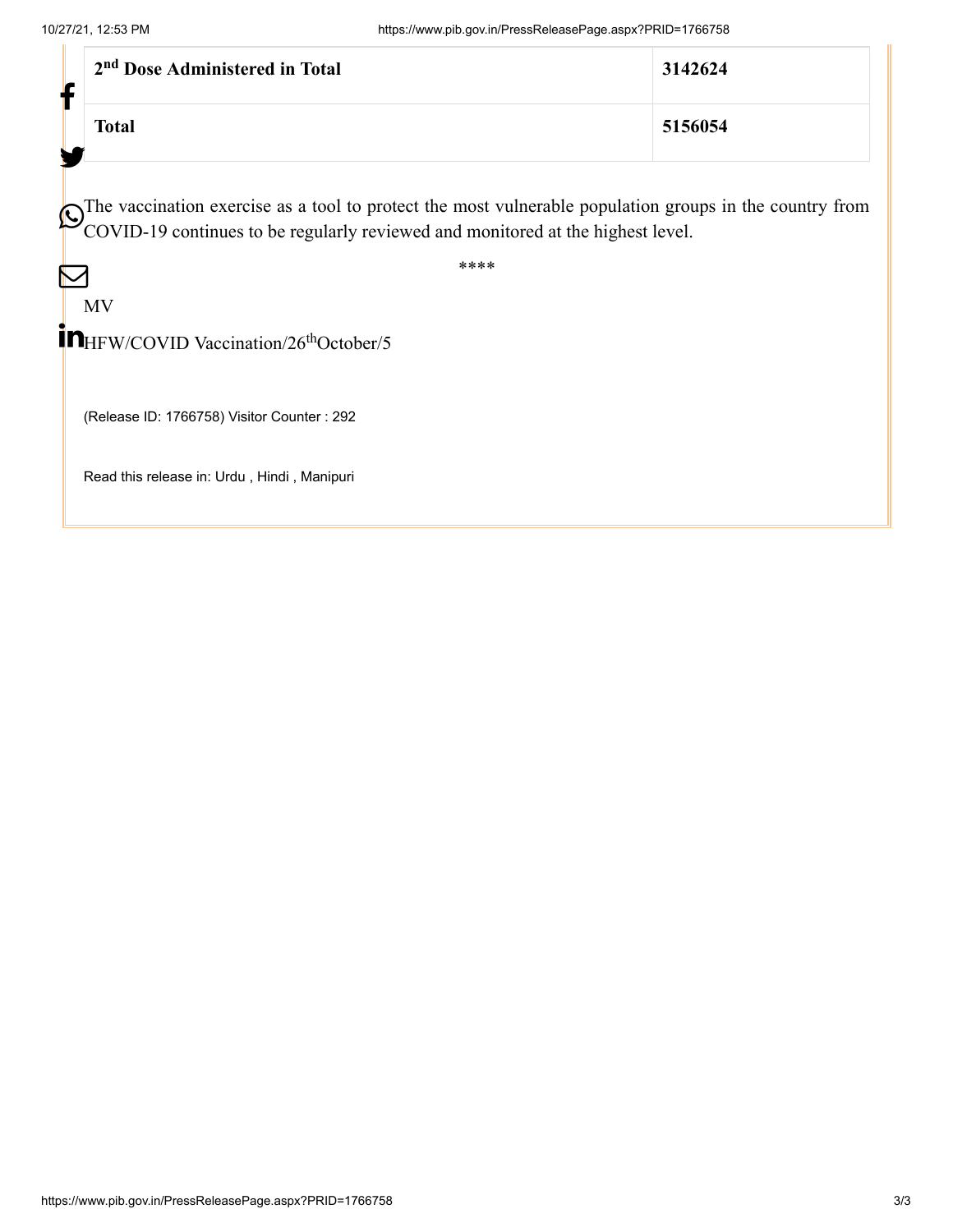| | |
|---|---|
| **2nd Dose Administered in Total** | **3142624** |
| **Total** | **5156054** |

The vaccination exercise as a tool to protect the most vulnerable population groups in the country from COVID-19 continues to be regularly reviewed and monitored at the highest level.

****

MV

HFW/COVID Vaccination/26thOctober/5

(Release ID: 1766758) Visitor Counter : 292

Read this release in: Urdu , Hindi , Manipuri